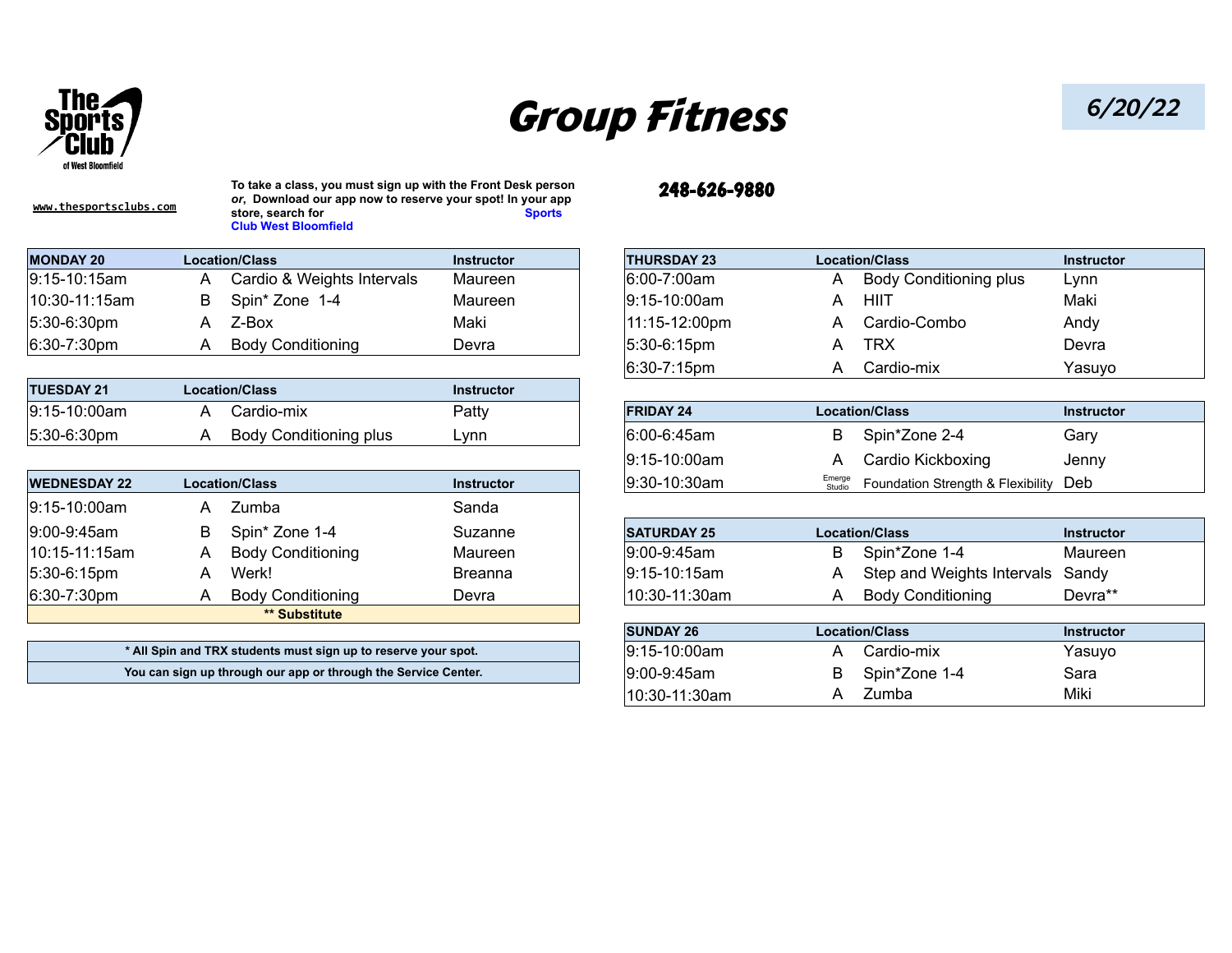The Sports Club of West Bloomfield

# Group Fitness

**6/20/22**

www.thesportsclubs.com

**To take a class, you must sign up with the Front Desk person *or*, Download our app now to reserve your spot! In your app store, search for Sports Club West Bloomfield**

**248-626-9880**

| MONDAY 20 | Location/Class | | Instructor |
|---|---|---|---|
| 9:15-10:15am | A | Cardio & Weights Intervals | Maureen |
| 10:30-11:15am | B | Spin* Zone 1-4 | Maureen |
| 5:30-6:30pm | A | Z-Box | Maki |
| 6:30-7:30pm | A | Body Conditioning | Devra |

| TUESDAY 21 | Location/Class | | Instructor |
|---|---|---|---|
| 9:15-10:00am | A | Cardio-mix | Patty |
| 5:30-6:30pm | A | Body Conditioning plus | Lynn |

| WEDNESDAY 22 | Location/Class | | Instructor |
|---|---|---|---|
| 9:15-10:00am | A | Zumba | Sanda |
| 9:00-9:45am | B | Spin* Zone 1-4 | Suzanne |
| 10:15-11:15am | A | Body Conditioning | Maureen |
| 5:30-6:15pm | A | Werk! | Breanna |
| 6:30-7:30pm | A | Body Conditioning | Devra |

** Substitute

**\* All Spin and TRX students must sign up to reserve your spot.**

**You can sign up through our app or through the Service Center.**

| THURSDAY 23 | Location/Class | | Instructor |
|---|---|---|---|
| 6:00-7:00am | A | Body Conditioning plus | Lynn |
| 9:15-10:00am | A | HIIT | Maki |
| 11:15-12:00pm | A | Cardio-Combo | Andy |
| 5:30-6:15pm | A | TRX | Devra |
| 6:30-7:15pm | A | Cardio-mix | Yasuyo |

| FRIDAY 24 | Location/Class | | Instructor |
|---|---|---|---|
| 6:00-6:45am | B | Spin*Zone 2-4 | Gary |
| 9:15-10:00am | A | Cardio Kickboxing | Jenny |
| 9:30-10:30am | Emerge Studio | Foundation Strength & Flexibility | Deb |

| SATURDAY 25 | Location/Class | | Instructor |
|---|---|---|---|
| 9:00-9:45am | B | Spin*Zone 1-4 | Maureen |
| 9:15-10:15am | A | Step and Weights Intervals | Sandy |
| 10:30-11:30am | A | Body Conditioning | Devra** |

| SUNDAY 26 | Location/Class | | Instructor |
|---|---|---|---|
| 9:15-10:00am | A | Cardio-mix | Yasuyo |
| 9:00-9:45am | B | Spin*Zone 1-4 | Sara |
| 10:30-11:30am | A | Zumba | Miki |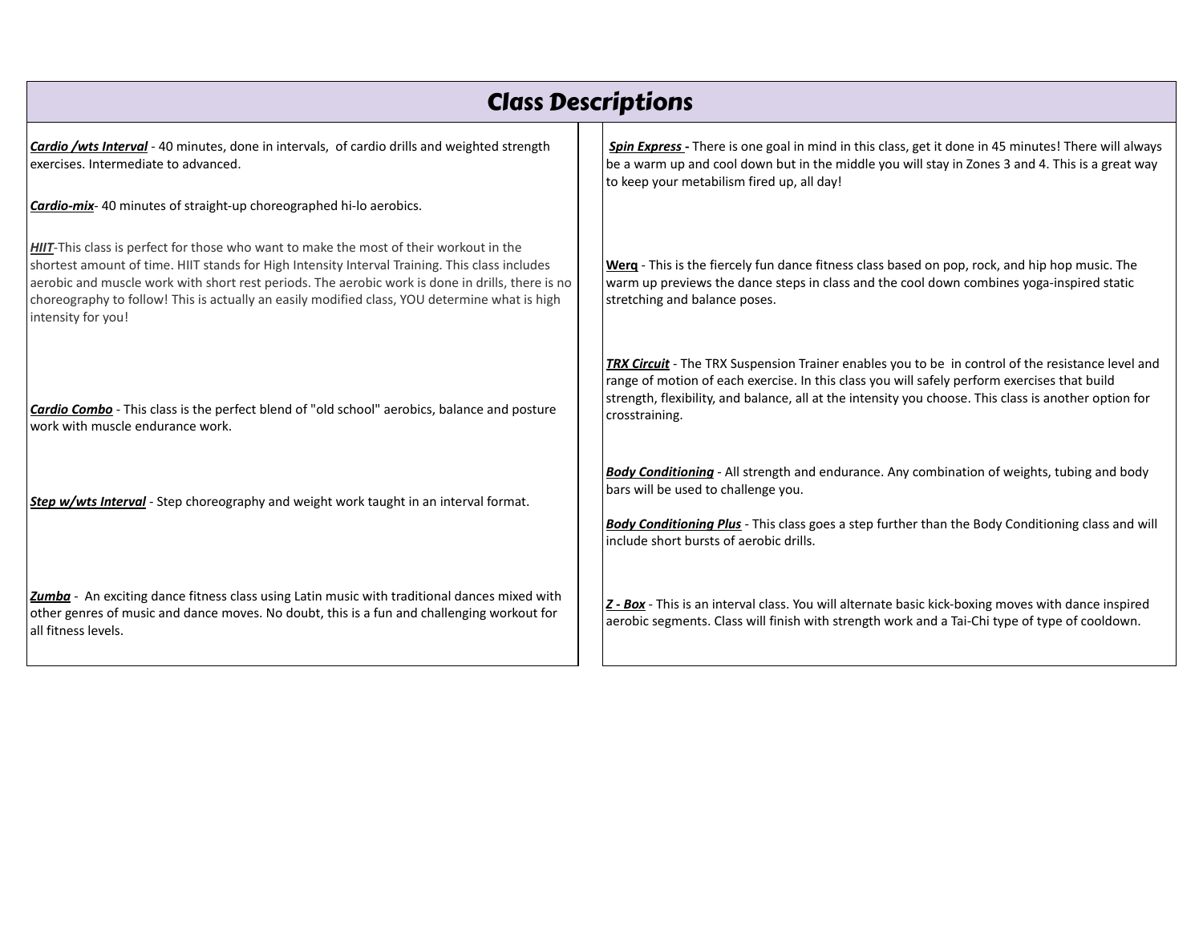# Class Descriptions

***Cardio /wts Interval*** - 40 minutes, done in intervals, of cardio drills and weighted strength exercises. Intermediate to advanced.

***Cardio-mix***- 40 minutes of straight-up choreographed hi-lo aerobics.

***HIIT***-This class is perfect for those who want to make the most of their workout in the shortest amount of time. HIIT stands for High Intensity Interval Training. This class includes aerobic and muscle work with short rest periods. The aerobic work is done in drills, there is no choreography to follow! This is actually an easily modified class, YOU determine what is high intensity for you!

***Cardio Combo*** - This class is the perfect blend of "old school" aerobics, balance and posture work with muscle endurance work.

***Step w/wts Interval*** - Step choreography and weight work taught in an interval format.

***Zumba*** - An exciting dance fitness class using Latin music with traditional dances mixed with other genres of music and dance moves. No doubt, this is a fun and challenging workout for all fitness levels.

***Spin Express -*** There is one goal in mind in this class, get it done in 45 minutes! There will always be a warm up and cool down but in the middle you will stay in Zones 3 and 4. This is a great way to keep your metabilism fired up, all day!

**Werq** - This is the fiercely fun dance fitness class based on pop, rock, and hip hop music. The warm up previews the dance steps in class and the cool down combines yoga-inspired static stretching and balance poses.

***TRX Circuit*** - The TRX Suspension Trainer enables you to be in control of the resistance level and range of motion of each exercise. In this class you will safely perform exercises that build strength, flexibility, and balance, all at the intensity you choose. This class is another option for crosstraining.

***Body Conditioning*** - All strength and endurance. Any combination of weights, tubing and body bars will be used to challenge you.

***Body Conditioning Plus*** - This class goes a step further than the Body Conditioning class and will include short bursts of aerobic drills.

***Z - Box*** - This is an interval class. You will alternate basic kick-boxing moves with dance inspired aerobic segments. Class will finish with strength work and a Tai-Chi type of type of cooldown.